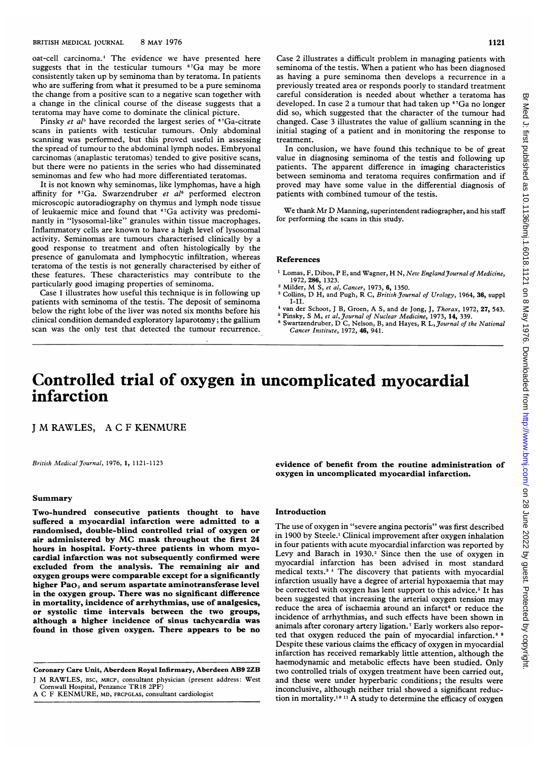oat-cell carcinoma.[1] The evidence we have presented here suggests that in the testicular tumours $^{67}$Ga may be more consistently taken up by seminoma than by teratoma. In patients who are suffering from what it presumed to be a pure seminoma the change from a positive scan to a negative scan together with a change in the clinical course of the disease suggests that a teratoma may have come to dominate the clinical picture.

Pinsky *et al*[5] have recorded the largest series of $^{67}$Ga-citrate scans in patients with testicular tumours. Only abdominal scanning was performed, but this proved useful in assessing the spread of tumour to the abdominal lymph nodes. Embryonal carcinomas (anaplastic teratomas) tended to give positive scans, but there were no patients in the series who had disseminated seminomas and few who had more differentiated teratomas.

It is not known why seminomas, like lymphomas, have a high affinity for $^{67}$Ga. Swarzendruber *et al*[6] performed electron microscopic autoradiography on thymus and lymph node tissue of leukaemic mice and found that $^{67}$Ga activity was predominantly in "lysosomal-like" granules within tissue macrophages. Inflammatory cells are known to have a high level of lysosomal activity. Seminomas are tumours characterised clinically by a good response to treatment and often histologically by the presence of ganulomata and lymphocytic infiltration, whereas teratoma of the testis is not generally characterised by either of these features. These characteristics may contribute to the particularly good imaging properties of seminoma.

Case 1 illustrates how useful this technique is in following up patients with seminoma of the testis. The deposit of seminoma below the right lobe of the liver was noted six months before his clinical condition demanded exploratory laparotomy; the gallium scan was the only test that detected the tumour recurrence. Case 2 illustrates a difficult problem in managing patients with seminoma of the testis. When a patient who has been diagnosed as having a pure seminoma then develops a recurrence in a previously treated area or responds poorly to standard treatment careful consideration is needed about whether a teratoma has developed. In case 2 a tumour that had taken up $^{67}$Ga no longer did so, which suggested that the character of the tumour had changed. Case 3 illustrates the value of gallium scanning in the initial staging of a patient and in monitoring the response to treatment.

In conclusion, we have found this technique to be of great value in diagnosing seminoma of the testis and following up patients. The apparent difference in imaging characteristics between seminoma and teratoma requires confirmation and if proved may have some value in the differential diagnosis of patients with combined tumour of the testis.

We thank Mr D Manning, superintendent radiographer, and his staff for performing the scans in this study.

## References

1. Lomas, F, Dibos, P E, and Wagner, H N, *New England Journal of Medicine*, 1972, **286**, 1323.
2. Milder, M S, *et al*, *Cancer*, 1973, **6**, 1350.
3. Collins, D H, and Pugh, R C, *British Journal of Urology*, 1964, **36**, suppl I-II.
4. van der Schoot, J B, Groen, A S, and de Jong, J, *Thorax*, 1972, **27**, 543.
5. Pinsky, S M, *et al*, *Journal of Nuclear Medicine*, 1973, **14**, 339.
6. Swartzendruber, D C, Nelson, B, and Hayes, R L, *Journal of the National Cancer Institute*, 1972, **46**, 941.

# Controlled trial of oxygen in uncomplicated myocardial infarction

J M RAWLES, A C F KENMURE

*British Medical Journal*, 1976, **1**, 1121-1123

## Summary

**Two-hundred consecutive patients thought to have suffered a myocardial infarction were admitted to a randomised, double-blind controlled trial of oxygen or air administered by MC mask throughout the first 24 hours in hospital. Forty-three patients in whom myocardial infarction was not subsequently confirmed were excluded from the analysis. The remaining air and oxygen groups were comparable except for a significantly higher $Pa_{O_2}$ and serum aspartate aminotransferase level in the oxygen group. There was no significant difference in mortality, incidence of arrhythmias, use of analgesics, or systolic time intervals between the two groups, although a higher incidence of sinus tachycardia was found in those given oxygen. There appears to be no evidence of benefit from the routine administration of oxygen in uncomplicated myocardial infarction.**

Coronary Care Unit, Aberdeen Royal Infirmary, Aberdeen AB9 2ZB

J M RAWLES, BSC, MRCP, consultant physician (present address: West Cornwall Hospital, Penzance TR18 2PF)

A C F KENMURE, MD, FRCPGLAS, consultant cardiologist

## Introduction

The use of oxygen in "severe angina pectoris" was first described in 1900 by Steele.[1] Clinical improvement after oxygen inhalation in four patients with acute myocardial infarction was reported by Levy and Barach in 1930.[2] Since then the use of oxygen in myocardial infarction has been advised in most standard medical texts.[3 4] The discovery that patients with myocardial infarction usually have a degree of arterial hypoxaemia that may be corrected with oxygen has lent support to this advice.[5] It has been suggested that increasing the arterial oxygen tension may reduce the area of ischaemia around an infarct[6] or reduce the incidence of arrhythmias, and such effects have been shown in animals after coronary artery ligation.[7] Early workers also reported that oxygen reduced the pain of myocardial infarction.[8 9] Despite these various claims the efficacy of oxygen in myocardial infarction has received remarkably little attention, although the haemodynamic and metabolic effects have been studied. Only two controlled trials of oxygen treatment have been carried out, and these were under hyperbaric conditions; the results were inconclusive, although neither trial showed a significant reduction in mortality.[10 11] A study to determine the efficacy of oxygen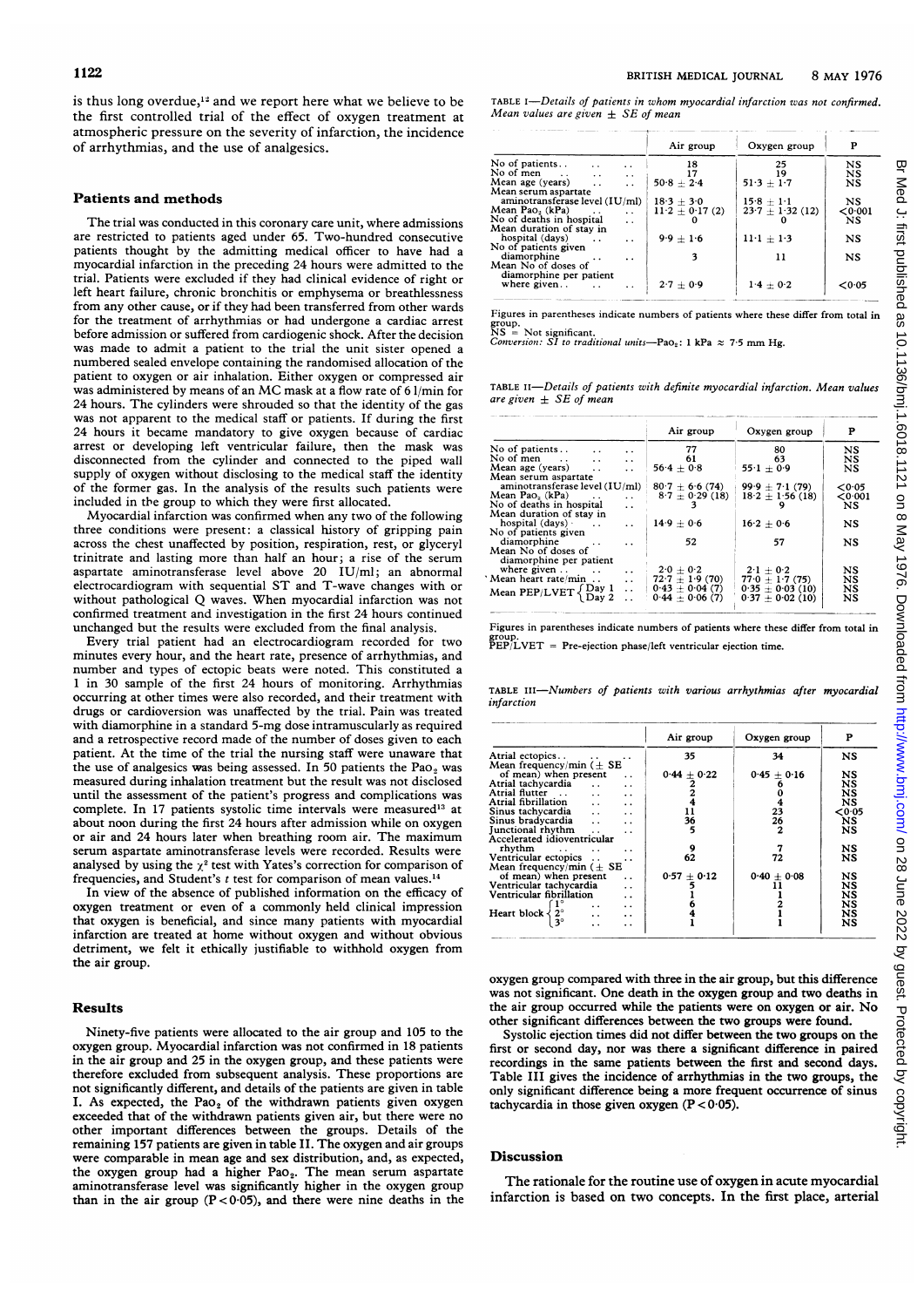is thus long overdue,[12] and we report here what we believe to be the first controlled trial of the effect of oxygen treatment at atmospheric pressure on the severity of infarction, the incidence of arrhythmias, and the use of analgesics.

## Patients and methods

The trial was conducted in this coronary care unit, where admissions are restricted to patients aged under 65. Two-hundred consecutive patients thought by the admitting medical officer to have had a myocardial infarction in the preceding 24 hours were admitted to the trial. Patients were excluded if they had clinical evidence of right or left heart failure, chronic bronchitis or emphysema or breathlessness from any other cause, or if they had been transferred from other wards for the treatment of arrhythmias or had undergone a cardiac arrest before admission or suffered from cardiogenic shock. After the decision was made to admit a patient to the trial the unit sister opened a numbered sealed envelope containing the randomised allocation of the patient to oxygen or air inhalation. Either oxygen or compressed air was administered by means of an MC mask at a flow rate of 6 l/min for 24 hours. The cylinders were shrouded so that the identity of the gas was not apparent to the medical staff or patients. If during the first 24 hours it became mandatory to give oxygen because of cardiac arrest or developing left ventricular failure, then the mask was disconnected from the cylinder and connected to the piped wall supply of oxygen without disclosing to the medical staff the identity of the former gas. In the analysis of the results such patients were included in the group to which they were first allocated.

Myocardial infarction was confirmed when any two of the following three conditions were present: a classical history of gripping pain across the chest unaffected by position, respiration, rest, or glyceryl trinitrate and lasting more than half an hour; a rise of the serum aspartate aminotransferase level above 20 IU/ml; an abnormal electrocardiogram with sequential ST and T-wave changes with or without pathological Q waves. When myocardial infarction was not confirmed treatment and investigation in the first 24 hours continued unchanged but the results were excluded from the final analysis.

Every trial patient had an electrocardiogram recorded for two minutes every hour, and the heart rate, presence of arrhythmias, and number and types of ectopic beats were noted. This constituted a 1 in 30 sample of the first 24 hours of monitoring. Arrhythmias occurring at other times were also recorded, and their treatment with drugs or cardioversion was unaffected by the trial. Pain was treated with diamorphine in a standard 5-mg dose intramuscularly as required and a retrospective record made of the number of doses given to each patient. At the time of the trial the nursing staff were unaware that the use of analgesics was being assessed. In 50 patients the $Pa_{O_2}$ was measured during inhalation treatment but the result was not disclosed until the assessment of the patient's progress and complications was complete. In 17 patients systolic time intervals were measured[13] at about noon during the first 24 hours after admission while on oxygen or air and 24 hours later when breathing room air. The maximum serum aspartate aminotransferase levels were recorded. Results were analysed by using the $\chi^2$ test with Yates's correction for comparison of frequencies, and Student's $t$ test for comparison of mean values.[14]

In view of the absence of published information on the efficacy of oxygen treatment or even of a commonly held clinical impression that oxygen is beneficial, and since many patients with myocardial infarction are treated at home without oxygen and without obvious detriment, we felt it ethically justifiable to withhold oxygen from the air group.

## Results

Ninety-five patients were allocated to the air group and 105 to the oxygen group. Myocardial infarction was not confirmed in 18 patients in the air group and 25 in the oxygen group, and these patients were therefore excluded from subsequent analysis. These proportions are not significantly different, and details of the patients are given in table I. As expected, the $Pa_{O_2}$ of the withdrawn patients given oxygen exceeded that of the withdrawn patients given air, but there were no other important differences between the groups. Details of the remaining 157 patients are given in table II. The oxygen and air groups were comparable in mean age and sex distribution, and, as expected, the oxygen group had a higher $Pa_{O_2}$. The mean serum aspartate aminotransferase level was significantly higher in the oxygen group than in the air group ($P<0.05$), and there were nine deaths in the oxygen group compared with three in the air group, but this difference was not significant. One death in the oxygen group and two deaths in the air group occurred while the patients were on oxygen or air. No other significant differences between the two groups were found.

Systolic ejection times did not differ between the two groups on the first or second day, nor was there a significant difference in paired recordings in the same patients between the first and second days. Table III gives the incidence of arrhythmias in the two groups, the only significant difference being a more frequent occurrence of sinus tachycardia in those given oxygen ($P<0.05$).

TABLE I—*Details of patients in whom myocardial infarction was not confirmed. Mean values are given ± SE of mean*

| | Air group | Oxygen group | P |
|---|---|---|---|
| No of patients | 18 | 25 | NS |
| No of men | 17 | 19 | NS |
| Mean age (years) | 50·8 ± 2·4 | 51·3 ± 1·7 | NS |
| Mean serum aspartate aminotransferase level (IU/ml) | 18·3 ± 3·0 | 15·8 ± 1·1 | NS |
| Mean $Pa_{O_2}$ (kPa) | 11·2 ± 0·17 (2) | 23·7 ± 1·32 (12) | <0·001 |
| No of deaths in hospital | 0 | 0 | NS |
| Mean duration of stay in hospital (days) | 9·9 ± 1·6 | 11·1 ± 1·3 | NS |
| No of patients given diamorphine | 3 | 11 | NS |
| Mean No of doses of diamorphine per patient where given | 2·7 ± 0·9 | 1·4 ± 0·2 | <0·05 |

Figures in parentheses indicate numbers of patients where these differ from total in group.
NS = Not significant.
*Conversion: SI to traditional units*—$Pa_{O_2}$: 1 kPa ≈ 7·5 mm Hg.

TABLE II—*Details of patients with definite myocardial infarction. Mean values are given ± SE of mean*

| | Air group | Oxygen group | P |
|---|---|---|---|
| No of patients | 77 | 80 | NS |
| No of men | 61 | 63 | NS |
| Mean age (years) | 56·4 ± 0·8 | 55·1 ± 0·9 | NS |
| Mean serum aspartate aminotransferase level (IU/ml) | 80·7 ± 6·6 (74) | 99·9 ± 7·1 (79) | <0·05 |
| Mean $Pa_{O_2}$ (kPa) | 8·7 ± 0·29 (18) | 18·2 ± 1·56 (18) | <0·001 |
| No of deaths in hospital | 3 | 9 | NS |
| Mean duration of stay in hospital (days) | 14·9 ± 0·6 | 16·2 ± 0·6 | NS |
| No of patients given diamorphine | 52 | 57 | NS |
| Mean No of doses of diamorphine per patient where given | 2·0 ± 0·2 | 2·1 ± 0·2 | NS |
| Mean heart rate/min | 72·7 ± 1·9 (70) | 77·0 ± 1·7 (75) | NS |
| Mean PEP/LVET Day 1 | 0·43 ± 0·04 (7) | 0·35 ± 0·03 (10) | NS |
| Mean PEP/LVET Day 2 | 0·44 ± 0·06 (7) | 0·37 ± 0·02 (10) | NS |

Figures in parentheses indicate numbers of patients where these differ from total in group.
PEP/LVET = Pre-ejection phase/left ventricular ejection time.

TABLE III—*Numbers of patients with various arrhythmias after myocardial infarction*

| | Air group | Oxygen group | P |
|---|---|---|---|
| Atrial ectopics | 35 | 34 | NS |
| Mean frequency/min (± SE of mean) when present | 0·44 ± 0·22 | 0·45 ± 0·16 | NS |
| Atrial tachycardia | 2 | 6 | NS |
| Atrial flutter | 2 | 0 | NS |
| Atrial fibrillation | 4 | 4 | NS |
| Sinus tachycardia | 11 | 23 | <0·05 |
| Sinus bradycardia | 36 | 26 | NS |
| Junctional rhythm | 5 | 2 | NS |
| Accelerated idioventricular rhythm | 9 | 7 | NS |
| Ventricular ectopics | 62 | 72 | NS |
| Mean frequency/min (± SE of mean) when present | 0·57 ± 0·12 | 0·40 ± 0·08 | NS |
| Ventricular tachycardia | 5 | 11 | NS |
| Ventricular fibrillation | 1 | 1 | NS |
| Heart block 1° | 6 | 2 | NS |
| Heart block 2° | 4 | 1 | NS |
| Heart block 3° | 1 | 1 | NS |

## Discussion

The rationale for the routine use of oxygen in acute myocardial infarction is based on two concepts. In the first place, arterial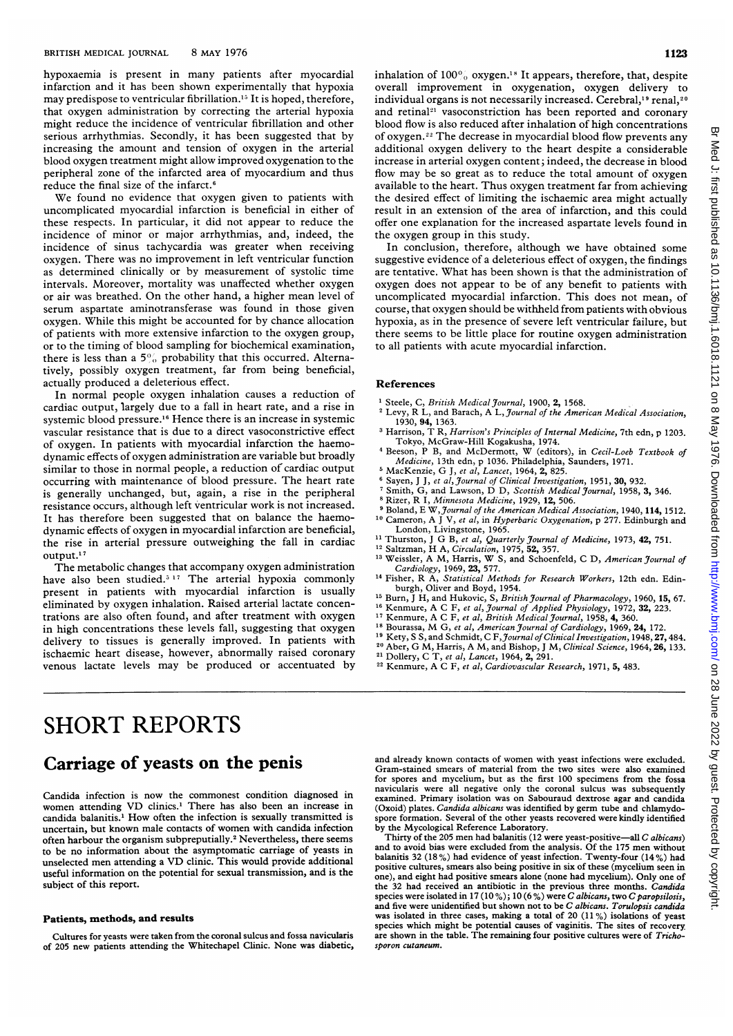hypoxaemia is present in many patients after myocardial infarction and it has been shown experimentally that hypoxia may predispose to ventricular fibrillation.[15] It is hoped, therefore, that oxygen administration by correcting the arterial hypoxia might reduce the incidence of ventricular fibrillation and other serious arrhythmias. Secondly, it has been suggested that by increasing the amount and tension of oxygen in the arterial blood oxygen treatment might allow improved oxygenation to the peripheral zone of the infarcted area of myocardium and thus reduce the final size of the infarct.[6]

We found no evidence that oxygen given to patients with uncomplicated myocardial infarction is beneficial in either of these respects. In particular, it did not appear to reduce the incidence of minor or major arrhythmias, and, indeed, the incidence of sinus tachycardia was greater when receiving oxygen. There was no improvement in left ventricular function as determined clinically or by measurement of systolic time intervals. Moreover, mortality was unaffected whether oxygen or air was breathed. On the other hand, a higher mean level of serum aspartate aminotransferase was found in those given oxygen. While this might be accounted for by chance allocation of patients with more extensive infarction to the oxygen group, or to the timing of blood sampling for biochemical examination, there is less than a 5% probability that this occurred. Alternatively, possibly oxygen treatment, far from being beneficial, actually produced a deleterious effect.

In normal people oxygen inhalation causes a reduction of cardiac output, largely due to a fall in heart rate, and a rise in systemic blood pressure.[16] Hence there is an increase in systemic vascular resistance that is due to a direct vasoconstrictive effect of oxygen. In patients with myocardial infarction the haemodynamic effects of oxygen administration are variable but broadly similar to those in normal people, a reduction of cardiac output occurring with maintenance of blood pressure. The heart rate is generally unchanged, but, again, a rise in the peripheral resistance occurs, although left ventricular work is not increased. It has therefore been suggested that on balance the haemodynamic effects of oxygen in myocardial infarction are beneficial, the rise in arterial pressure outweighing the fall in cardiac output.[17]

The metabolic changes that accompany oxygen administration have also been studied.[5 17] The arterial hypoxia commonly present in patients with myocardial infarction is usually eliminated by oxygen inhalation. Raised arterial lactate concentrations are also often found, and after treatment with oxygen in high concentrations these levels fall, suggesting that oxygen delivery to tissues is generally improved. In patients with ischaemic heart disease, however, abnormally raised coronary venous lactate levels may be produced or accentuated by inhalation of 100% oxygen.[18] It appears, therefore, that, despite overall improvement in oxygenation, oxygen delivery to individual organs is not necessarily increased. Cerebral,[19] renal,[20] and retinal[21] vasoconstriction has been reported and coronary blood flow is also reduced after inhalation of high concentrations of oxygen.[22] The decrease in myocardial blood flow prevents any additional oxygen delivery to the heart despite a considerable increase in arterial oxygen content; indeed, the decrease in blood flow may be so great as to reduce the total amount of oxygen available to the heart. Thus oxygen treatment far from achieving the desired effect of limiting the ischaemic area might actually result in an extension of the area of infarction, and this could offer one explanation for the increased aspartate levels found in the oxygen group in this study.

In conclusion, therefore, although we have obtained some suggestive evidence of a deleterious effect of oxygen, the findings are tentative. What has been shown is that the administration of oxygen does not appear to be of any benefit to patients with uncomplicated myocardial infarction. This does not mean, of course, that oxygen should be withheld from patients with obvious hypoxia, as in the presence of severe left ventricular failure, but there seems to be little place for routine oxygen administration to all patients with acute myocardial infarction.

## References

1. Steele, C, *British Medical Journal*, 1900, **2**, 1568.
2. Levy, R L, and Barach, A L, *Journal of the American Medical Association*, 1930, **94**, 1363.
3. Harrison, T R, *Harrison's Principles of Internal Medicine*, 7th edn, p 1203. Tokyo, McGraw-Hill Kogakusha, 1974.
4. Beeson, P B, and McDermott, W (editors), in *Cecil-Loeb Textbook of Medicine*, 13th edn, p 1036. Philadelphia, Saunders, 1971.
5. MacKenzie, G J, *et al*, *Lancet*, 1964, **2**, 825.
6. Sayen, J J, *et al*, *Journal of Clinical Investigation*, 1951, **30**, 932.
7. Smith, G, and Lawson, D D, *Scottish Medical Journal*, 1958, **3**, 346.
8. Rizer, R I, *Minnesota Medicine*, 1929, **12**, 506.
9. Boland, E W, *Journal of the American Medical Association*, 1940, **114**, 1512.
10. Cameron, A J V, *et al*, in *Hyperbaric Oxygenation*, p 277. Edinburgh and London, Livingstone, 1965.
11. Thurston, J G B, *et al*, *Quarterly Journal of Medicine*, 1973, **42**, 751.
12. Saltzman, H A, *Circulation*, 1975, **52**, 357.
13. Weissler, A M, Harris, W S, and Schoenfeld, C D, *American Journal of Cardiology*, 1969, **23**, 577.
14. Fisher, R A, *Statistical Methods for Research Workers*, 12th edn. Edinburgh, Oliver and Boyd, 1954.
15. Burn, J H, and Hukovic, S, *British Journal of Pharmacology*, 1960, **15**, 67.
16. Kenmure, A C F, *et al*, *Journal of Applied Physiology*, 1972, **32**, 223.
17. Kenmure, A C F, *et al*, *British Medical Journal*, 1958, **4**, 360.
18. Bourassa, M G, *et al*, *American Journal of Cardiology*, 1969, **24**, 172.
19. Kety, S S, and Schmidt, C F, *Journal of Clinical Investigation*, 1948, **27**, 484.
20. Aber, G M, Harris, A M, and Bishop, J M, *Clinical Science*, 1964, **26**, 133.
21. Dollery, C T, *et al*, *Lancet*, 1964, **2**, 291.
22. Kenmure, A C F, *et al*, *Cardiovascular Research*, 1971, **5**, 483.

# SHORT REPORTS

## Carriage of yeasts on the penis

Candida infection is now the commonest condition diagnosed in women attending VD clinics.[1] There has also been an increase in candida balanitis.[1] How often the infection is sexually transmitted is uncertain, but known male contacts of women with candida infection often harbour the organism subpreputially.[2] Nevertheless, there seems to be no information about the asymptomatic carriage of yeasts in unselected men attending a VD clinic. This would provide additional useful information on the potential for sexual transmission, and is the subject of this report.

### Patients, methods, and results

Cultures for yeasts were taken from the coronal sulcus and fossa navicularis of 205 new patients attending the Whitechapel Clinic. None was diabetic, and already known contacts of women with yeast infections were excluded. Gram-stained smears of material from the two sites were also examined for spores and mycelium, but as the first 100 specimens from the fossa navicularis were all negative only the coronal sulcus was subsequently examined. Primary isolation was on Sabouraud dextrose agar and candida (Oxoid) plates. *Candida albicans* was identified by germ tube and chlamydospore formation. Several of the other yeasts recovered were kindly identified by the Mycological Reference Laboratory.

Thirty of the 205 men had balanitis (12 were yeast-positive—all *C albicans*) and to avoid bias were excluded from the analysis. Of the 175 men without balanitis 32 (18%) had evidence of yeast infection. Twenty-four (14%) had positive cultures, smears also being positive in six of these (mycelium seen in one), and eight had positive smears alone (none had mycelium). Only one of the 32 had received an antibiotic in the previous three months. *Candida* species were isolated in 17 (10%); 10 (6%) were *C albicans*, two *C paropsilosis*, and five were unidentified but shown not to be *C albicans*. *Torulopsis candida* was isolated in three cases, making a total of 20 (11%) isolations of yeast species which might be potential causes of vaginitis. The sites of recovery are shown in the table. The remaining four positive cultures were of *Trichosporon cutaneum*.